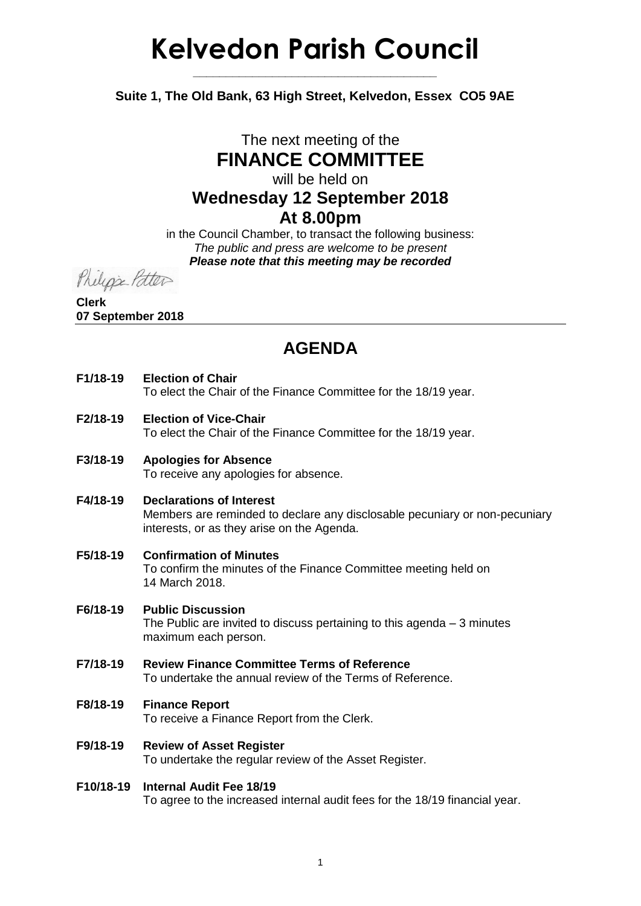# Kelvedon Parish Council

**Suite 1, The Old Bank, 63 High Street, Kelvedon, Essex CO5 9AE**

The next meeting of the

## FINANCE COMMITTEE

will be held on

### Wednesday 12 September 2018
### At 8.00pm

in the Council Chamber, to transact the following business:
*The public and press are welcome to be present*
***Please note that this meeting may be recorded***

Philippa Potter

**Clerk**
**07 September 2018**

---

## AGENDA

**F1/18-19 Election of Chair**
To elect the Chair of the Finance Committee for the 18/19 year.

**F2/18-19 Election of Vice-Chair**
To elect the Chair of the Finance Committee for the 18/19 year.

**F3/18-19 Apologies for Absence**
To receive any apologies for absence.

**F4/18-19 Declarations of Interest**
Members are reminded to declare any disclosable pecuniary or non-pecuniary interests, or as they arise on the Agenda.

**F5/18-19 Confirmation of Minutes**
To confirm the minutes of the Finance Committee meeting held on 14 March 2018.

**F6/18-19 Public Discussion**
The Public are invited to discuss pertaining to this agenda – 3 minutes maximum each person.

**F7/18-19 Review Finance Committee Terms of Reference**
To undertake the annual review of the Terms of Reference.

**F8/18-19 Finance Report**
To receive a Finance Report from the Clerk.

**F9/18-19 Review of Asset Register**
To undertake the regular review of the Asset Register.

**F10/18-19 Internal Audit Fee 18/19**
To agree to the increased internal audit fees for the 18/19 financial year.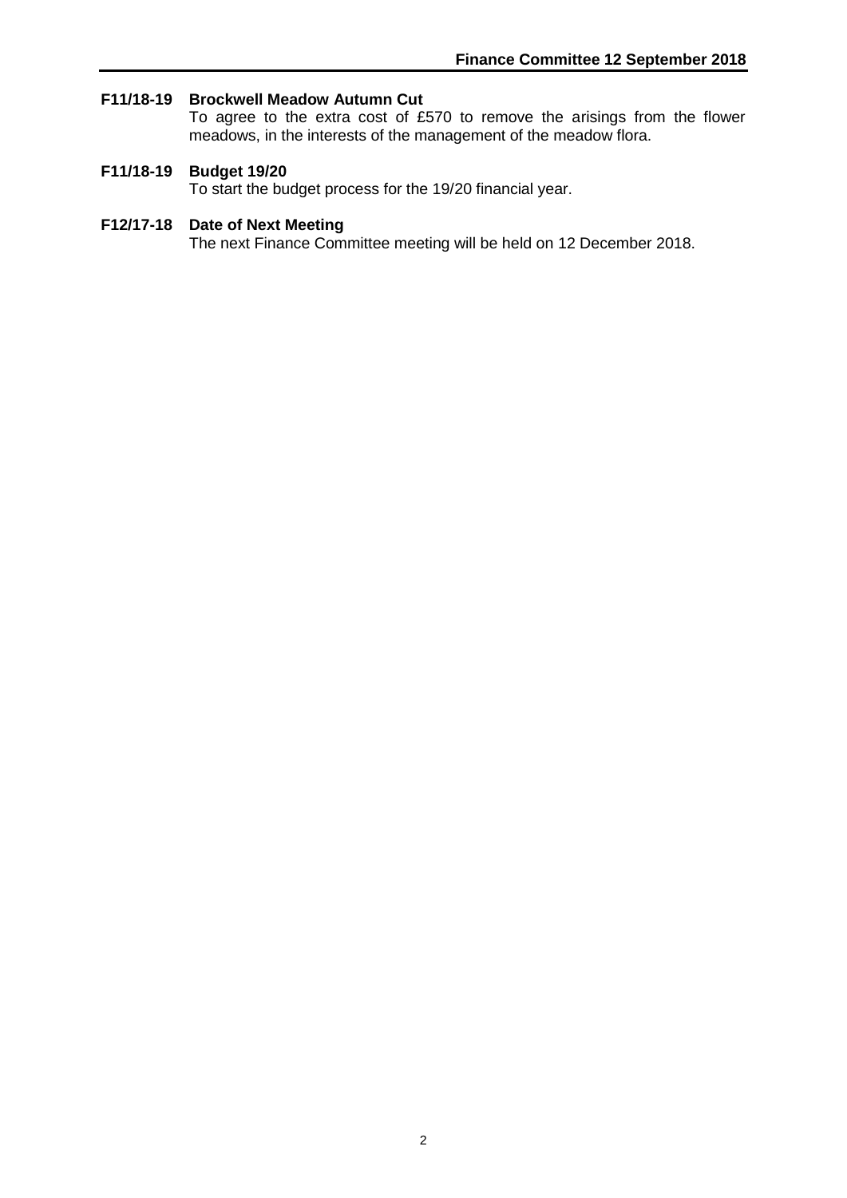**F11/18-19 Brockwell Meadow Autumn Cut**

To agree to the extra cost of £570 to remove the arisings from the flower meadows, in the interests of the management of the meadow flora.

**F11/18-19 Budget 19/20**

To start the budget process for the 19/20 financial year.

**F12/17-18 Date of Next Meeting**

The next Finance Committee meeting will be held on 12 December 2018.